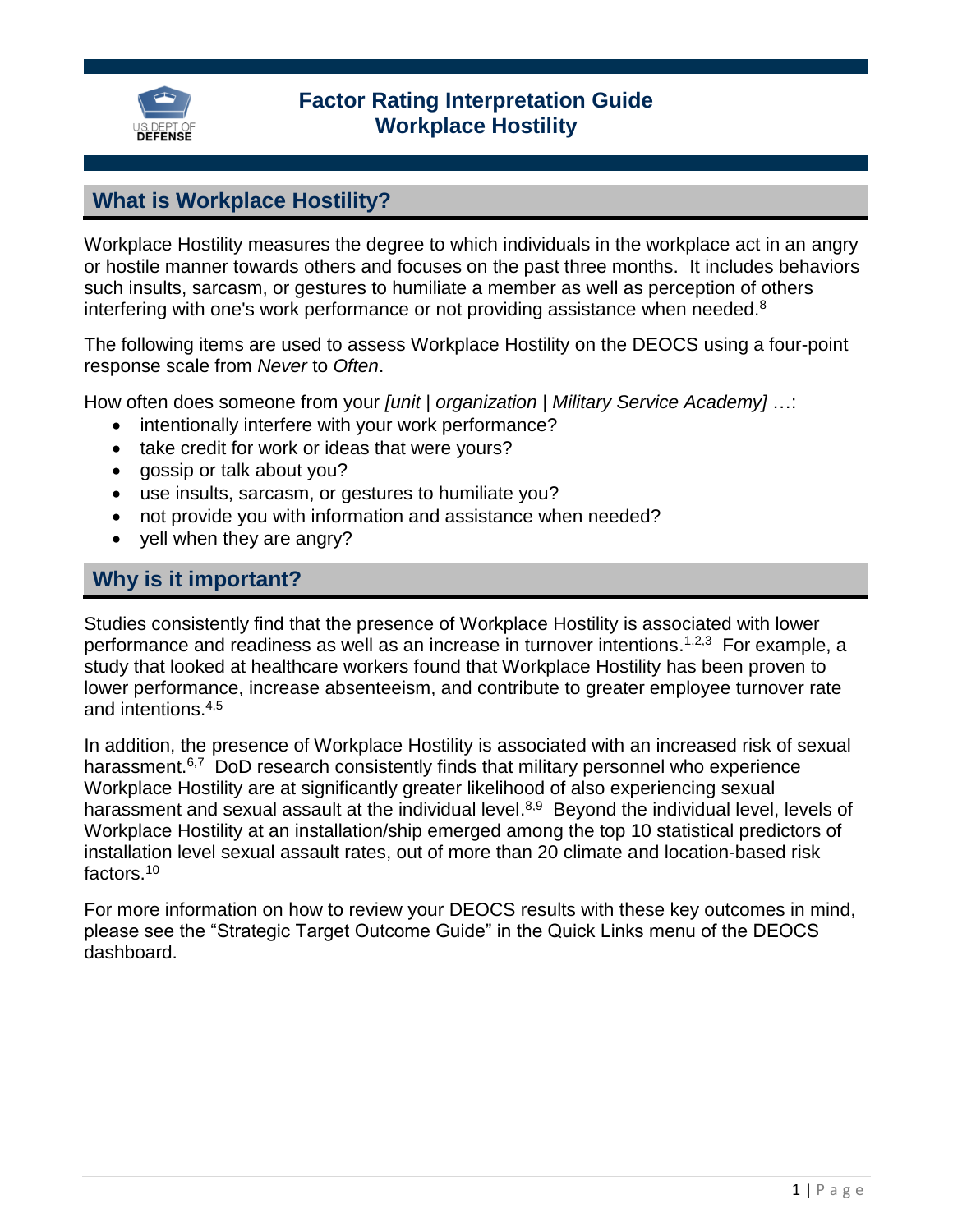# Factor Rating Interpretation Guide
# Workplace Hostility

## What is Workplace Hostility?

Workplace Hostility measures the degree to which individuals in the workplace act in an angry or hostile manner towards others and focuses on the past three months. It includes behaviors such insults, sarcasm, or gestures to humiliate a member as well as perception of others interfering with one's work performance or not providing assistance when needed.[8]

The following items are used to assess Workplace Hostility on the DEOCS using a four-point response scale from *Never* to *Often*.

How often does someone from your *[unit | organization | Military Service Academy]* …:

- intentionally interfere with your work performance?
- take credit for work or ideas that were yours?
- gossip or talk about you?
- use insults, sarcasm, or gestures to humiliate you?
- not provide you with information and assistance when needed?
- yell when they are angry?

## Why is it important?

Studies consistently find that the presence of Workplace Hostility is associated with lower performance and readiness as well as an increase in turnover intentions.[1,2,3] For example, a study that looked at healthcare workers found that Workplace Hostility has been proven to lower performance, increase absenteeism, and contribute to greater employee turnover rate and intentions.[4,5]

In addition, the presence of Workplace Hostility is associated with an increased risk of sexual harassment.[6,7] DoD research consistently finds that military personnel who experience Workplace Hostility are at significantly greater likelihood of also experiencing sexual harassment and sexual assault at the individual level.[8,9] Beyond the individual level, levels of Workplace Hostility at an installation/ship emerged among the top 10 statistical predictors of installation level sexual assault rates, out of more than 20 climate and location-based risk factors.[10]

For more information on how to review your DEOCS results with these key outcomes in mind, please see the "Strategic Target Outcome Guide" in the Quick Links menu of the DEOCS dashboard.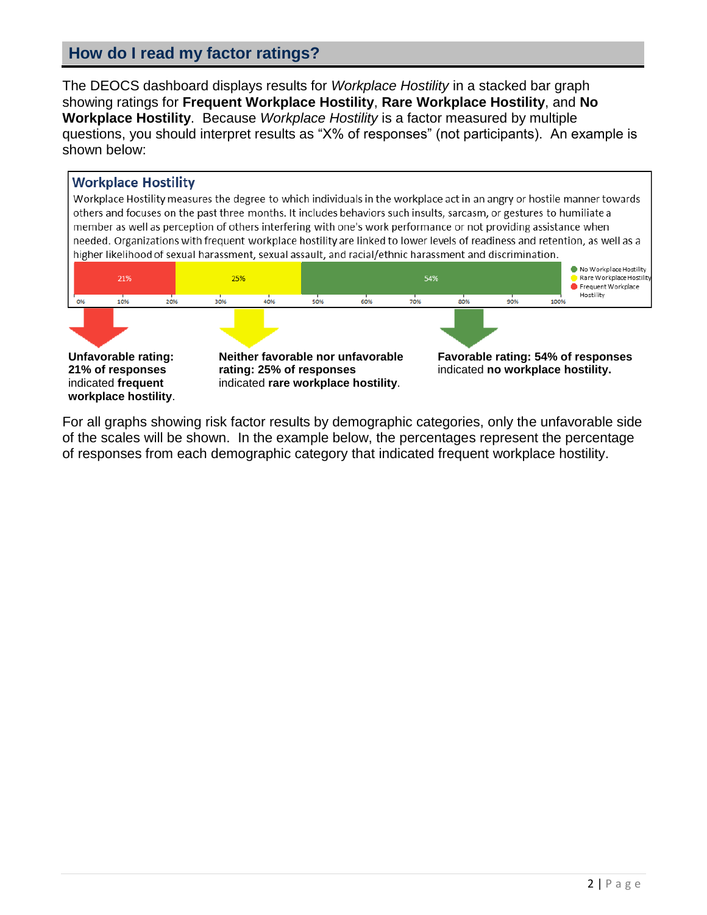## How do I read my factor ratings?

The DEOCS dashboard displays results for *Workplace Hostility* in a stacked bar graph showing ratings for **Frequent Workplace Hostility**, **Rare Workplace Hostility**, and **No Workplace Hostility**. Because *Workplace Hostility* is a factor measured by multiple questions, you should interpret results as "X% of responses" (not participants). An example is shown below:

### Workplace Hostility

Workplace Hostility measures the degree to which individuals in the workplace act in an angry or hostile manner towards others and focuses on the past three months. It includes behaviors such insults, sarcasm, or gestures to humiliate a member as well as perception of others interfering with one's work performance or not providing assistance when needed. Organizations with frequent workplace hostility are linked to lower levels of readiness and retention, as well as a higher likelihood of sexual harassment, sexual assault, and racial/ethnic harassment and discrimination.

| Frequent Workplace Hostility | Rare Workplace Hostility | No Workplace Hostility |
|---|---|---|
| 21% | 25% | 54% |

**Unfavorable rating: 21% of responses** indicated **frequent workplace hostility**.

**Neither favorable nor unfavorable rating: 25% of responses** indicated **rare workplace hostility**.

**Favorable rating: 54% of responses** indicated **no workplace hostility.**

For all graphs showing risk factor results by demographic categories, only the unfavorable side of the scales will be shown. In the example below, the percentages represent the percentage of responses from each demographic category that indicated frequent workplace hostility.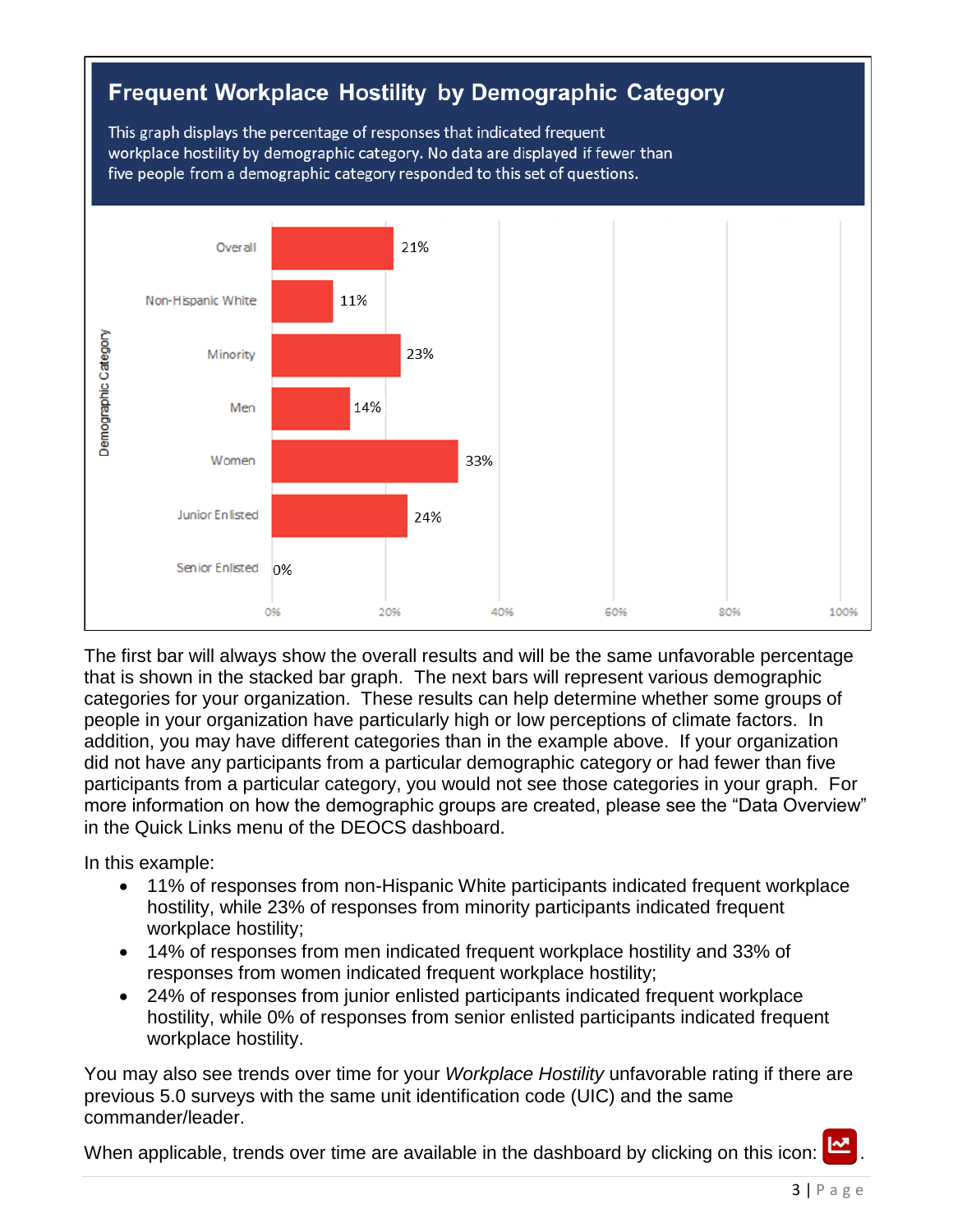## Frequent Workplace Hostility by Demographic Category

This graph displays the percentage of responses that indicated frequent workplace hostility by demographic category. No data are displayed if fewer than five people from a demographic category responded to this set of questions.

| Demographic Category | Percentage |
|---|---|
| Overall | 21% |
| Non-Hispanic White | 11% |
| Minority | 23% |
| Men | 14% |
| Women | 33% |
| Junior Enlisted | 24% |
| Senior Enlisted | 0% |

The first bar will always show the overall results and will be the same unfavorable percentage that is shown in the stacked bar graph. The next bars will represent various demographic categories for your organization. These results can help determine whether some groups of people in your organization have particularly high or low perceptions of climate factors. In addition, you may have different categories than in the example above. If your organization did not have any participants from a particular demographic category or had fewer than five participants from a particular category, you would not see those categories in your graph. For more information on how the demographic groups are created, please see the "Data Overview" in the Quick Links menu of the DEOCS dashboard.

In this example:

- 11% of responses from non-Hispanic White participants indicated frequent workplace hostility, while 23% of responses from minority participants indicated frequent workplace hostility;
- 14% of responses from men indicated frequent workplace hostility and 33% of responses from women indicated frequent workplace hostility;
- 24% of responses from junior enlisted participants indicated frequent workplace hostility, while 0% of responses from senior enlisted participants indicated frequent workplace hostility.

You may also see trends over time for your *Workplace Hostility* unfavorable rating if there are previous 5.0 surveys with the same unit identification code (UIC) and the same commander/leader.

When applicable, trends over time are available in the dashboard by clicking on this icon: .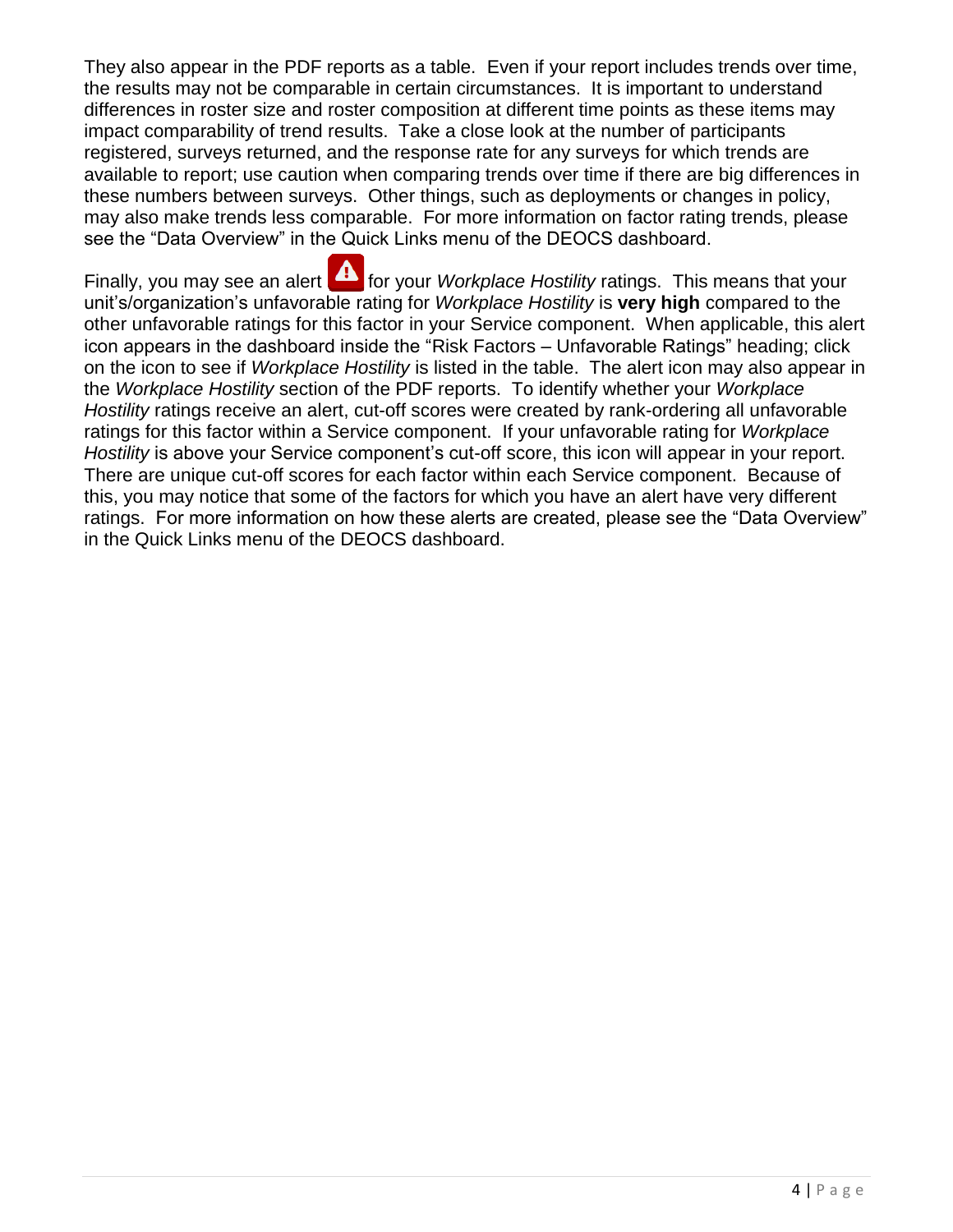They also appear in the PDF reports as a table. Even if your report includes trends over time, the results may not be comparable in certain circumstances. It is important to understand differences in roster size and roster composition at different time points as these items may impact comparability of trend results. Take a close look at the number of participants registered, surveys returned, and the response rate for any surveys for which trends are available to report; use caution when comparing trends over time if there are big differences in these numbers between surveys. Other things, such as deployments or changes in policy, may also make trends less comparable. For more information on factor rating trends, please see the "Data Overview" in the Quick Links menu of the DEOCS dashboard.

Finally, you may see an alert for your *Workplace Hostility* ratings. This means that your unit's/organization's unfavorable rating for *Workplace Hostility* is **very high** compared to the other unfavorable ratings for this factor in your Service component. When applicable, this alert icon appears in the dashboard inside the "Risk Factors – Unfavorable Ratings" heading; click on the icon to see if *Workplace Hostility* is listed in the table. The alert icon may also appear in the *Workplace Hostility* section of the PDF reports. To identify whether your *Workplace Hostility* ratings receive an alert, cut-off scores were created by rank-ordering all unfavorable ratings for this factor within a Service component. If your unfavorable rating for *Workplace Hostility* is above your Service component's cut-off score, this icon will appear in your report. There are unique cut-off scores for each factor within each Service component. Because of this, you may notice that some of the factors for which you have an alert have very different ratings. For more information on how these alerts are created, please see the "Data Overview" in the Quick Links menu of the DEOCS dashboard.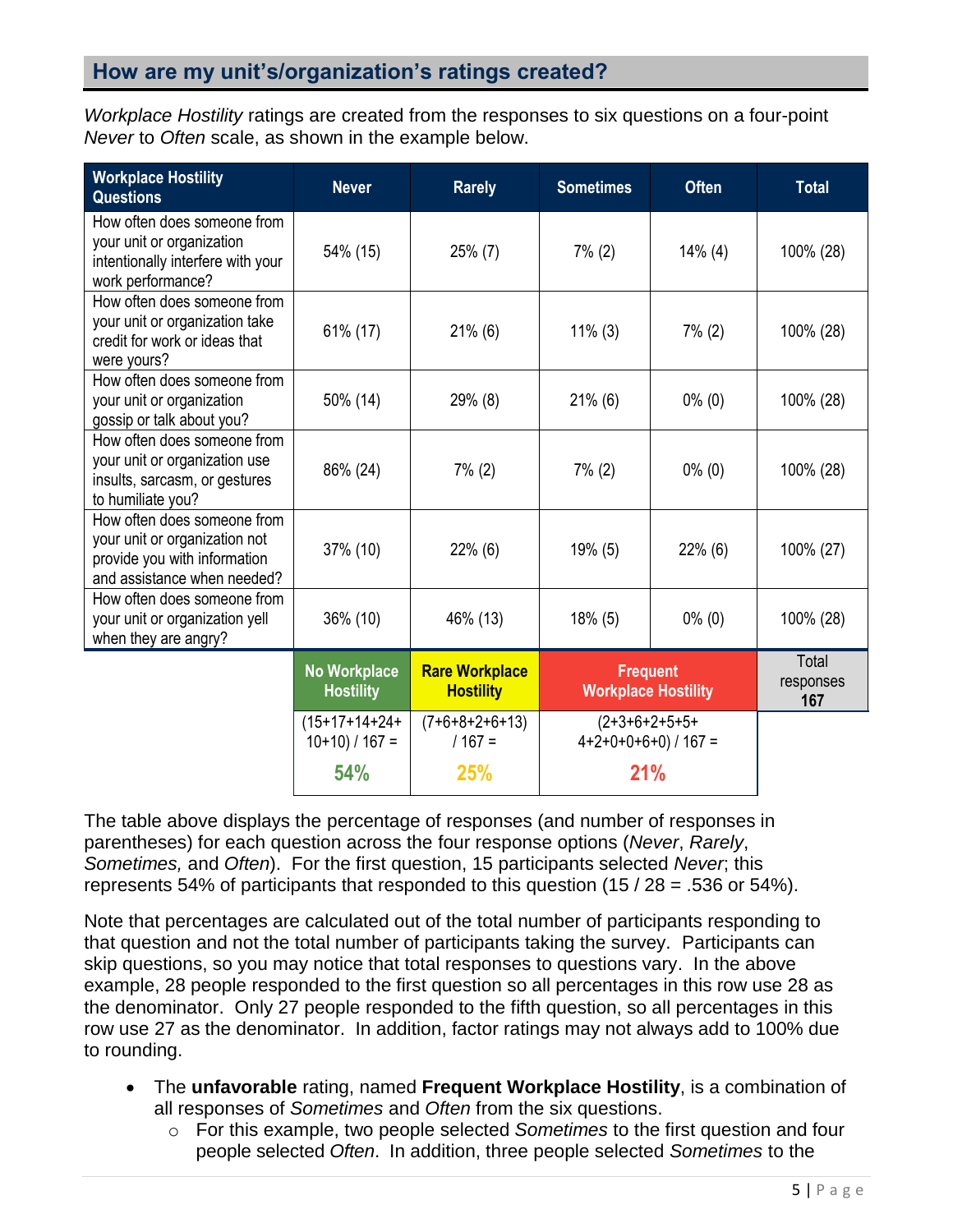## How are my unit's/organization's ratings created?

*Workplace Hostility* ratings are created from the responses to six questions on a four-point *Never* to *Often* scale, as shown in the example below.

| Workplace Hostility Questions | Never | Rarely | Sometimes | Often | Total |
|---|---|---|---|---|---|
| How often does someone from your unit or organization intentionally interfere with your work performance? | 54% (15) | 25% (7) | 7% (2) | 14% (4) | 100% (28) |
| How often does someone from your unit or organization take credit for work or ideas that were yours? | 61% (17) | 21% (6) | 11% (3) | 7% (2) | 100% (28) |
| How often does someone from your unit or organization gossip or talk about you? | 50% (14) | 29% (8) | 21% (6) | 0% (0) | 100% (28) |
| How often does someone from your unit or organization use insults, sarcasm, or gestures to humiliate you? | 86% (24) | 7% (2) | 7% (2) | 0% (0) | 100% (28) |
| How often does someone from your unit or organization not provide you with information and assistance when needed? | 37% (10) | 22% (6) | 19% (5) | 22% (6) | 100% (27) |
| How often does someone from your unit or organization yell when they are angry? | 36% (10) | 46% (13) | 18% (5) | 0% (0) | 100% (28) |
| | No Workplace Hostility | Rare Workplace Hostility | Frequent Workplace Hostility | | Total responses **167** |
| | (15+17+14+24+10+10) / 167 = **54%** | (7+6+8+2+6+13) / 167 = **25%** | (2+3+6+2+5+5+4+2+0+0+6+0) / 167 = **21%** | | |

The table above displays the percentage of responses (and number of responses in parentheses) for each question across the four response options (*Never*, *Rarely*, *Sometimes,* and *Often*). For the first question, 15 participants selected *Never*; this represents 54% of participants that responded to this question (15 / 28 = .536 or 54%).

Note that percentages are calculated out of the total number of participants responding to that question and not the total number of participants taking the survey. Participants can skip questions, so you may notice that total responses to questions vary. In the above example, 28 people responded to the first question so all percentages in this row use 28 as the denominator. Only 27 people responded to the fifth question, so all percentages in this row use 27 as the denominator. In addition, factor ratings may not always add to 100% due to rounding.

- The **unfavorable** rating, named **Frequent Workplace Hostility**, is a combination of all responses of *Sometimes* and *Often* from the six questions.
  - For this example, two people selected *Sometimes* to the first question and four people selected *Often*. In addition, three people selected *Sometimes* to the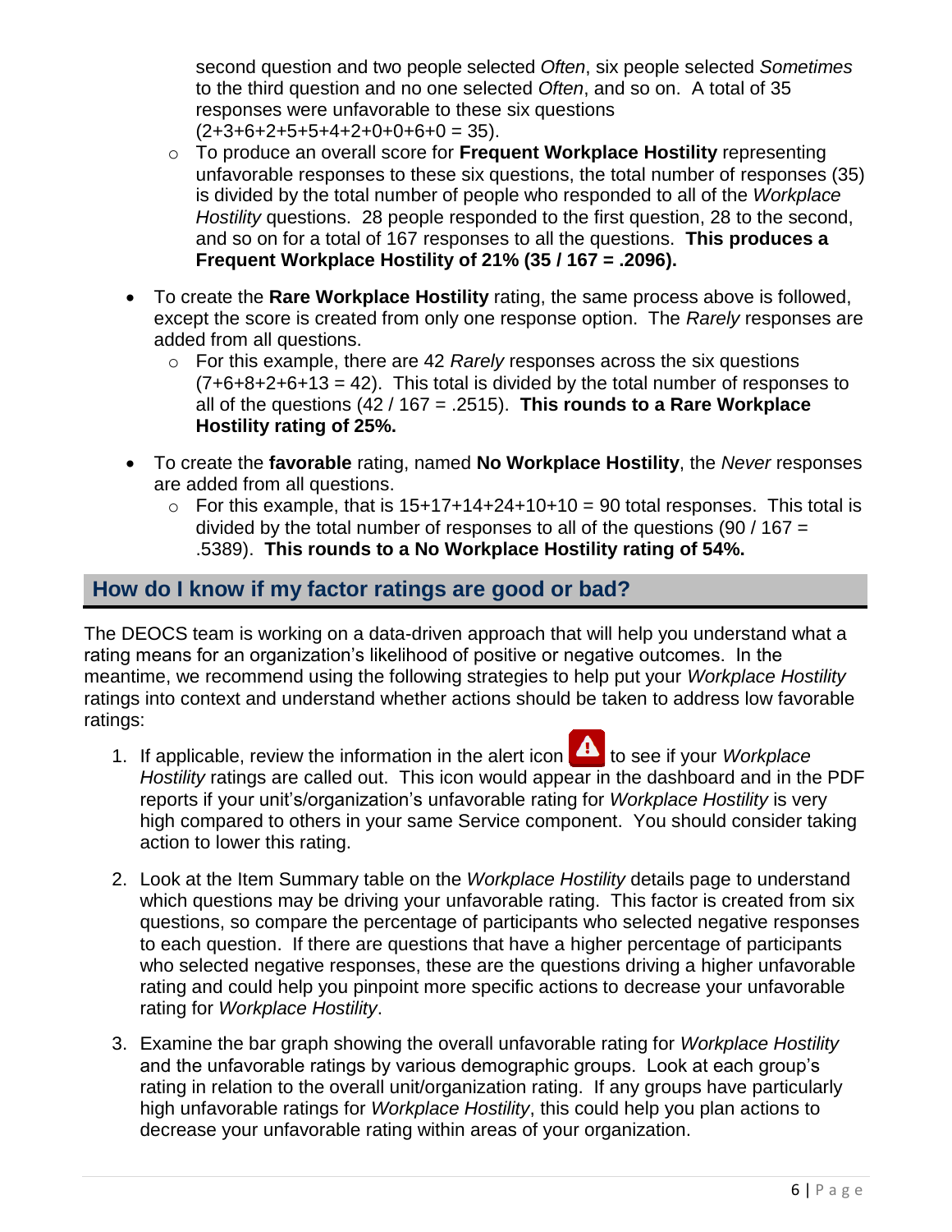second question and two people selected *Often*, six people selected *Sometimes* to the third question and no one selected *Often*, and so on. A total of 35 responses were unfavorable to these six questions (2+3+6+2+5+5+4+2+0+0+6+0 = 35).

  - To produce an overall score for **Frequent Workplace Hostility** representing unfavorable responses to these six questions, the total number of responses (35) is divided by the total number of people who responded to all of the *Workplace Hostility* questions. 28 people responded to the first question, 28 to the second, and so on for a total of 167 responses to all the questions. **This produces a Frequent Workplace Hostility of 21% (35 / 167 = .2096).**

- To create the **Rare Workplace Hostility** rating, the same process above is followed, except the score is created from only one response option. The *Rarely* responses are added from all questions.
  - For this example, there are 42 *Rarely* responses across the six questions (7+6+8+2+6+13 = 42). This total is divided by the total number of responses to all of the questions (42 / 167 = .2515). **This rounds to a Rare Workplace Hostility rating of 25%.**

- To create the **favorable** rating, named **No Workplace Hostility**, the *Never* responses are added from all questions.
  - For this example, that is 15+17+14+24+10+10 = 90 total responses. This total is divided by the total number of responses to all of the questions (90 / 167 = .5389). **This rounds to a No Workplace Hostility rating of 54%.**

## How do I know if my factor ratings are good or bad?

The DEOCS team is working on a data-driven approach that will help you understand what a rating means for an organization's likelihood of positive or negative outcomes. In the meantime, we recommend using the following strategies to help put your *Workplace Hostility* ratings into context and understand whether actions should be taken to address low favorable ratings:

1. If applicable, review the information in the alert icon to see if your *Workplace Hostility* ratings are called out. This icon would appear in the dashboard and in the PDF reports if your unit's/organization's unfavorable rating for *Workplace Hostility* is very high compared to others in your same Service component. You should consider taking action to lower this rating.

2. Look at the Item Summary table on the *Workplace Hostility* details page to understand which questions may be driving your unfavorable rating. This factor is created from six questions, so compare the percentage of participants who selected negative responses to each question. If there are questions that have a higher percentage of participants who selected negative responses, these are the questions driving a higher unfavorable rating and could help you pinpoint more specific actions to decrease your unfavorable rating for *Workplace Hostility*.

3. Examine the bar graph showing the overall unfavorable rating for *Workplace Hostility* and the unfavorable ratings by various demographic groups. Look at each group's rating in relation to the overall unit/organization rating. If any groups have particularly high unfavorable ratings for *Workplace Hostility*, this could help you plan actions to decrease your unfavorable rating within areas of your organization.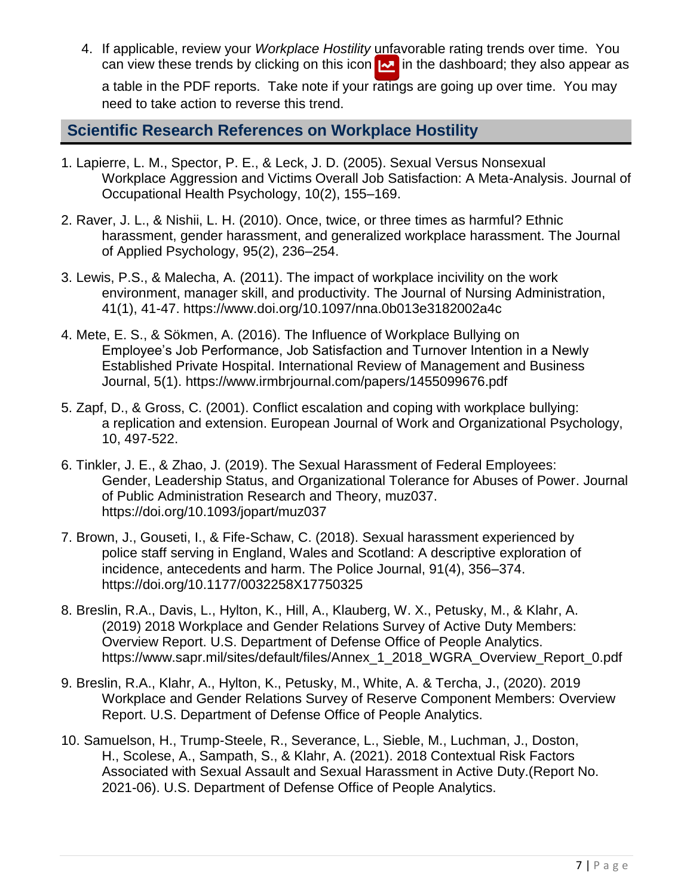4. If applicable, review your *Workplace Hostility* unfavorable rating trends over time. You can view these trends by clicking on this icon in the dashboard; they also appear as a table in the PDF reports. Take note if your ratings are going up over time. You may need to take action to reverse this trend.

## Scientific Research References on Workplace Hostility

1. Lapierre, L. M., Spector, P. E., & Leck, J. D. (2005). Sexual Versus Nonsexual Workplace Aggression and Victims Overall Job Satisfaction: A Meta-Analysis. Journal of Occupational Health Psychology, 10(2), 155–169.

2. Raver, J. L., & Nishii, L. H. (2010). Once, twice, or three times as harmful? Ethnic harassment, gender harassment, and generalized workplace harassment. The Journal of Applied Psychology, 95(2), 236–254.

3. Lewis, P.S., & Malecha, A. (2011). The impact of workplace incivility on the work environment, manager skill, and productivity. The Journal of Nursing Administration, 41(1), 41-47. https://www.doi.org/10.1097/nna.0b013e3182002a4c

4. Mete, E. S., & Sökmen, A. (2016). The Influence of Workplace Bullying on Employee's Job Performance, Job Satisfaction and Turnover Intention in a Newly Established Private Hospital. International Review of Management and Business Journal, 5(1). https://www.irmbrjournal.com/papers/1455099676.pdf

5. Zapf, D., & Gross, C. (2001). Conflict escalation and coping with workplace bullying: a replication and extension. European Journal of Work and Organizational Psychology, 10, 497-522.

6. Tinkler, J. E., & Zhao, J. (2019). The Sexual Harassment of Federal Employees: Gender, Leadership Status, and Organizational Tolerance for Abuses of Power. Journal of Public Administration Research and Theory, muz037. https://doi.org/10.1093/jopart/muz037

7. Brown, J., Gouseti, I., & Fife-Schaw, C. (2018). Sexual harassment experienced by police staff serving in England, Wales and Scotland: A descriptive exploration of incidence, antecedents and harm. The Police Journal, 91(4), 356–374. https://doi.org/10.1177/0032258X17750325

8. Breslin, R.A., Davis, L., Hylton, K., Hill, A., Klauberg, W. X., Petusky, M., & Klahr, A. (2019) 2018 Workplace and Gender Relations Survey of Active Duty Members: Overview Report. U.S. Department of Defense Office of People Analytics. https://www.sapr.mil/sites/default/files/Annex_1_2018_WGRA_Overview_Report_0.pdf

9. Breslin, R.A., Klahr, A., Hylton, K., Petusky, M., White, A. & Tercha, J., (2020). 2019 Workplace and Gender Relations Survey of Reserve Component Members: Overview Report. U.S. Department of Defense Office of People Analytics.

10. Samuelson, H., Trump-Steele, R., Severance, L., Sieble, M., Luchman, J., Doston, H., Scolese, A., Sampath, S., & Klahr, A. (2021). 2018 Contextual Risk Factors Associated with Sexual Assault and Sexual Harassment in Active Duty.(Report No. 2021-06). U.S. Department of Defense Office of People Analytics.